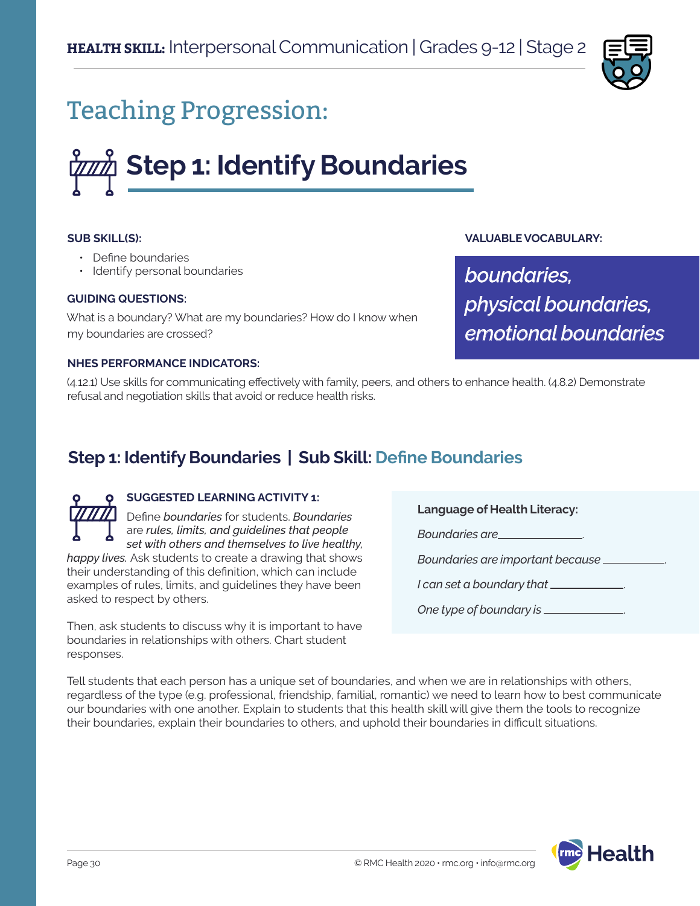**HEALTH SKILL:** Interpersonal Communication | Grades 9-12 | Stage 2

# Teaching Progression:

## Step 1: Identify Boundaries

**SUB SKILL(S):**

- Define boundaries
- Identify personal boundaries

**GUIDING QUESTIONS:**

What is a boundary? What are my boundaries? How do I know when my boundaries are crossed?

**VALUABLE VOCABULARY:**

*boundaries, physical boundaries, emotional boundaries*

**NHES PERFORMANCE INDICATORS:**

(4.12.1) Use skills for communicating effectively with family, peers, and others to enhance health. (4.8.2) Demonstrate refusal and negotiation skills that avoid or reduce health risks.

### Step 1: Identify Boundaries | Sub Skill: Define Boundaries

**SUGGESTED LEARNING ACTIVITY 1:**

Define *boundaries* for students. *Boundaries* are *rules, limits, and guidelines that people set with others and themselves to live healthy, happy lives.* Ask students to create a drawing that shows their understanding of this definition, which can include examples of rules, limits, and guidelines they have been asked to respect by others.

Then, ask students to discuss why it is important to have boundaries in relationships with others. Chart student responses.

**Language of Health Literacy:**

*Boundaries are* ______________.

*Boundaries are important because* ______________.

*I can set a boundary that* ______________.

*One type of boundary is* ______________.

Tell students that each person has a unique set of boundaries, and when we are in relationships with others, regardless of the type (e.g. professional, friendship, familial, romantic) we need to learn how to best communicate our boundaries with one another. Explain to students that this health skill will give them the tools to recognize their boundaries, explain their boundaries to others, and uphold their boundaries in difficult situations.

© RMC Health 2020 • rmc.org • info@rmc.org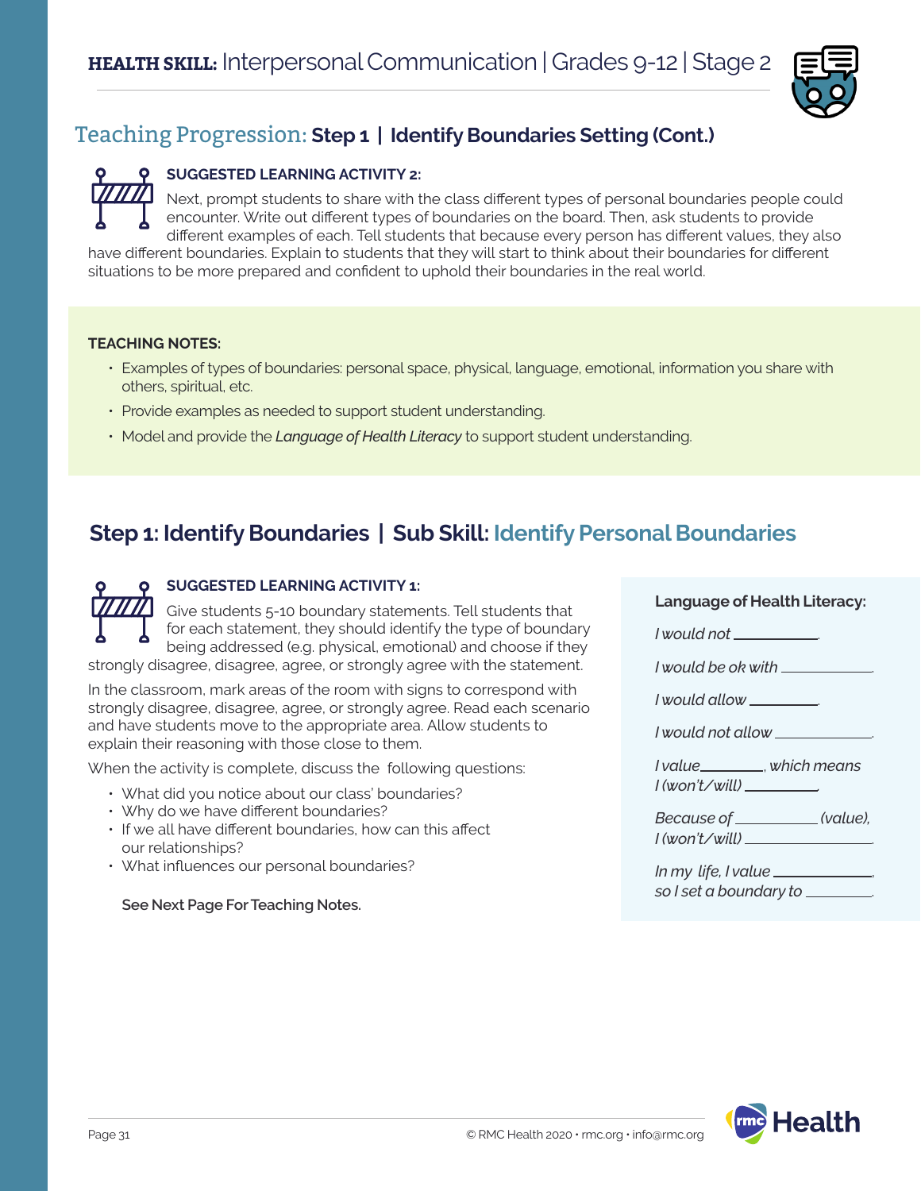## Teaching Progression: Step 1 | Identify Boundaries Setting (Cont.)

**SUGGESTED LEARNING ACTIVITY 2:**

Next, prompt students to share with the class different types of personal boundaries people could encounter. Write out different types of boundaries on the board. Then, ask students to provide different examples of each. Tell students that because every person has different values, they also have different boundaries. Explain to students that they will start to think about their boundaries for different situations to be more prepared and confident to uphold their boundaries in the real world.

**TEACHING NOTES:**

- Examples of types of boundaries: personal space, physical, language, emotional, information you share with others, spiritual, etc.
- Provide examples as needed to support student understanding.
- Model and provide the ***Language of Health Literacy*** to support student understanding.

## Step 1: Identify Boundaries | Sub Skill: Identify Personal Boundaries

**SUGGESTED LEARNING ACTIVITY 1:**

Give students 5-10 boundary statements. Tell students that for each statement, they should identify the type of boundary being addressed (e.g. physical, emotional) and choose if they strongly disagree, disagree, agree, or strongly agree with the statement.

In the classroom, mark areas of the room with signs to correspond with strongly disagree, disagree, agree, or strongly agree. Read each scenario and have students move to the appropriate area. Allow students to explain their reasoning with those close to them.

When the activity is complete, discuss the following questions:

- What did you notice about our class' boundaries?
- Why do we have different boundaries?
- If we all have different boundaries, how can this affect our relationships?
- What influences our personal boundaries?

**See Next Page For Teaching Notes.**

**Language of Health Literacy:**

*I would not ________.*

*I would be ok with ________.*

*I would allow ________.*

*I would not allow ________.*

*I value________, which means I (won't/will) ________.*

*Because of ________ (value), I (won't/will) ________.*

*In my life, I value ________, so I set a boundary to ________.*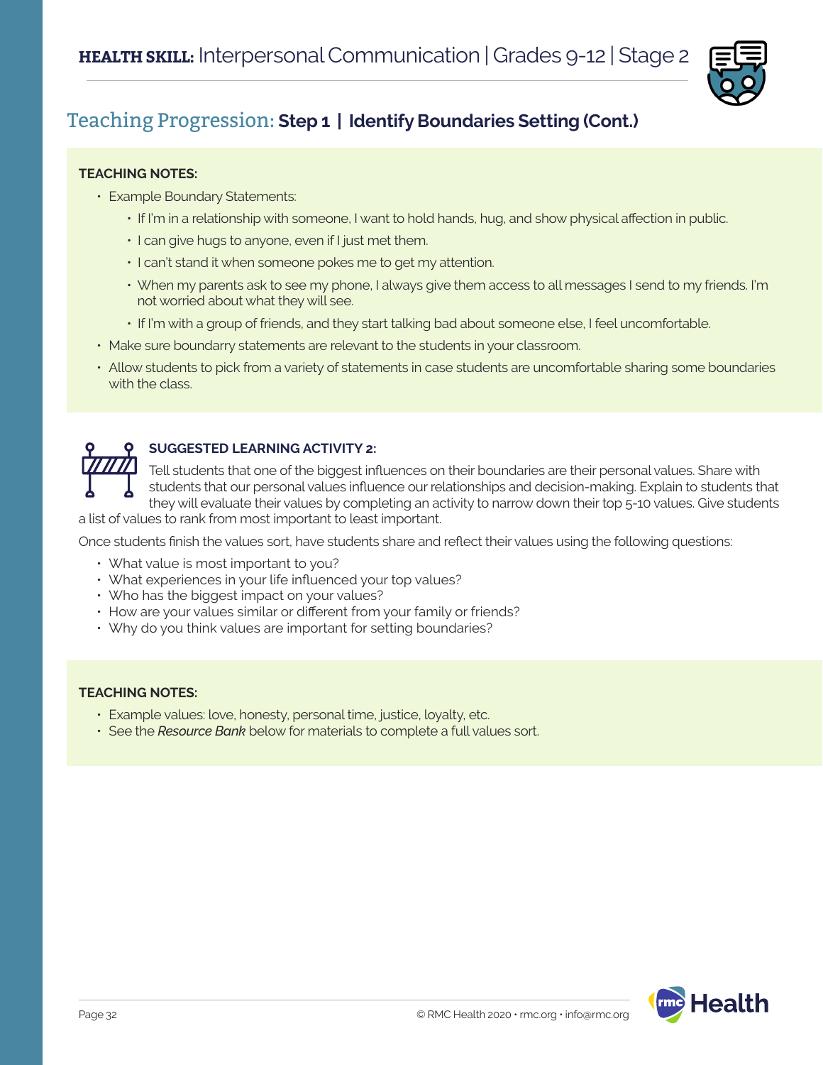## Teaching Progression: Step 1 | Identify Boundaries Setting (Cont.)

**TEACHING NOTES:**

- Example Boundary Statements:
  - If I'm in a relationship with someone, I want to hold hands, hug, and show physical affection in public.
  - I can give hugs to anyone, even if I just met them.
  - I can't stand it when someone pokes me to get my attention.
  - When my parents ask to see my phone, I always give them access to all messages I send to my friends. I'm not worried about what they will see.
  - If I'm with a group of friends, and they start talking bad about someone else, I feel uncomfortable.
- Make sure boundarry statements are relevant to the students in your classroom.
- Allow students to pick from a variety of statements in case students are uncomfortable sharing some boundaries with the class.

**SUGGESTED LEARNING ACTIVITY 2:**

Tell students that one of the biggest influences on their boundaries are their personal values. Share with students that our personal values influence our relationships and decision-making. Explain to students that they will evaluate their values by completing an activity to narrow down their top 5-10 values. Give students a list of values to rank from most important to least important.

Once students finish the values sort, have students share and reflect their values using the following questions:

- What value is most important to you?
- What experiences in your life influenced your top values?
- Who has the biggest impact on your values?
- How are your values similar or different from your family or friends?
- Why do you think values are important for setting boundaries?

**TEACHING NOTES:**

- Example values: love, honesty, personal time, justice, loyalty, etc.
- See the *Resource Bank* below for materials to complete a full values sort.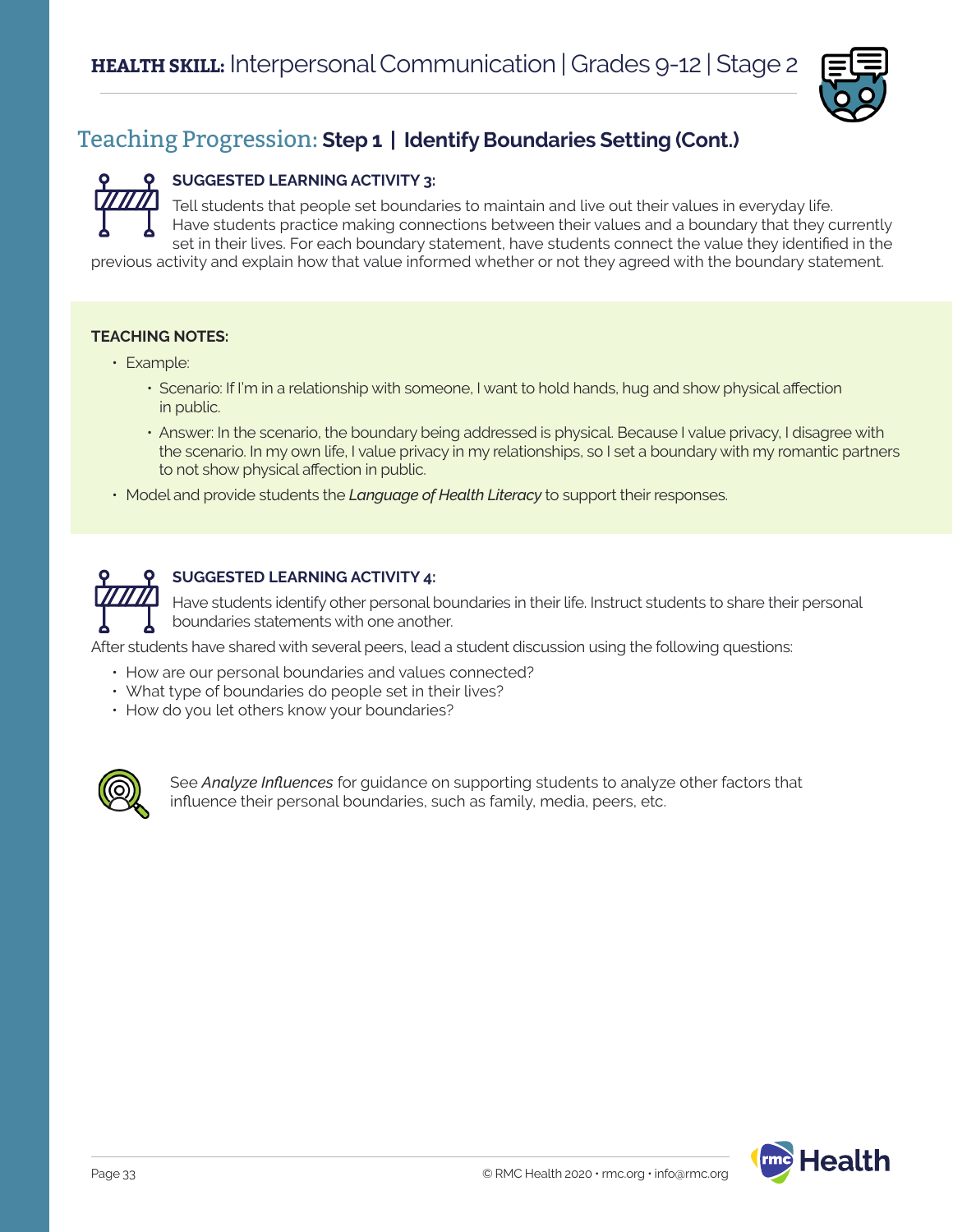## Teaching Progression: **Step 1 | Identify Boundaries Setting (Cont.)**

**SUGGESTED LEARNING ACTIVITY 3:**

Tell students that people set boundaries to maintain and live out their values in everyday life. Have students practice making connections between their values and a boundary that they currently set in their lives. For each boundary statement, have students connect the value they identified in the previous activity and explain how that value informed whether or not they agreed with the boundary statement.

**TEACHING NOTES:**

- Example:
  - Scenario: If I'm in a relationship with someone, I want to hold hands, hug and show physical affection in public.
  - Answer: In the scenario, the boundary being addressed is physical. Because I value privacy, I disagree with the scenario. In my own life, I value privacy in my relationships, so I set a boundary with my romantic partners to not show physical affection in public.
- Model and provide students the ***Language of Health Literacy*** to support their responses.

**SUGGESTED LEARNING ACTIVITY 4:**

Have students identify other personal boundaries in their life. Instruct students to share their personal boundaries statements with one another.

After students have shared with several peers, lead a student discussion using the following questions:

- How are our personal boundaries and values connected?
- What type of boundaries do people set in their lives?
- How do you let others know your boundaries?

See *Analyze Influences* for guidance on supporting students to analyze other factors that influence their personal boundaries, such as family, media, peers, etc.